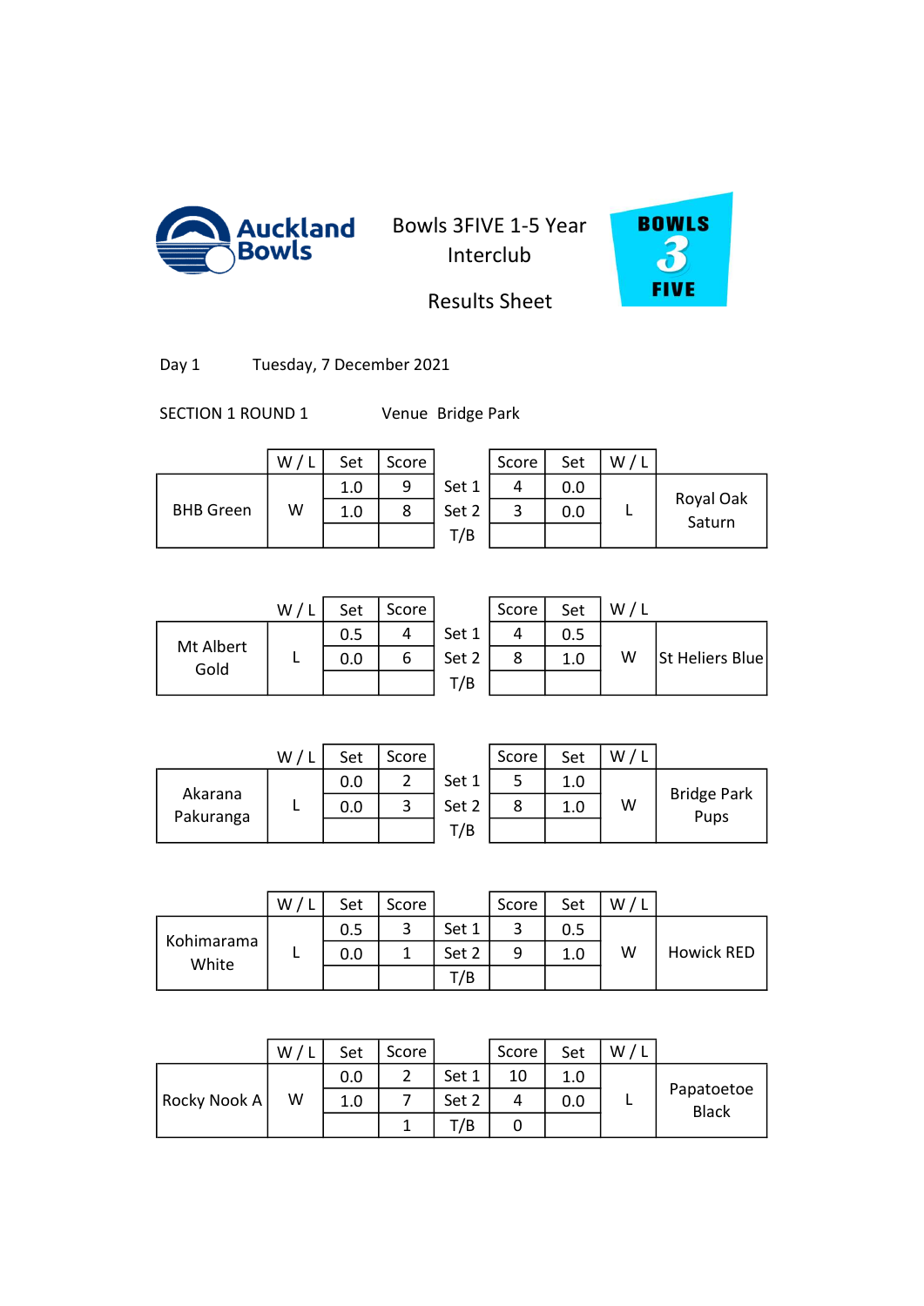Auckland Bowls

# Bowls 3FIVE 1-5 Year Interclub

## Results Sheet

BOWLS 3 FIVE

Day 1 Tuesday, 7 December 2021

SECTION 1 ROUND 1 Venue Bridge Park

| | W / L | Set | Score | | Score | Set | W / L | |
|---|---|---|---|---|---|---|---|---|
| BHB Green | W | 1.0 | 9 | Set 1 | 4 | 0.0 | L | Royal Oak Saturn |
| | | 1.0 | 8 | Set 2 | 3 | 0.0 | | |
| | | | | T/B | | | | |

| | W / L | Set | Score | | Score | Set | W / L | |
|---|---|---|---|---|---|---|---|---|
| Mt Albert Gold | L | 0.5 | 4 | Set 1 | 4 | 0.5 | W | St Heliers Blue |
| | | 0.0 | 6 | Set 2 | 8 | 1.0 | | |
| | | | | T/B | | | | |

| | W / L | Set | Score | | Score | Set | W / L | |
|---|---|---|---|---|---|---|---|---|
| Akarana Pakuranga | L | 0.0 | 2 | Set 1 | 5 | 1.0 | W | Bridge Park Pups |
| | | 0.0 | 3 | Set 2 | 8 | 1.0 | | |
| | | | | T/B | | | | |

| | W / L | Set | Score | | Score | Set | W / L | |
|---|---|---|---|---|---|---|---|---|
| Kohimarama White | L | 0.5 | 3 | Set 1 | 3 | 0.5 | W | Howick RED |
| | | 0.0 | 1 | Set 2 | 9 | 1.0 | | |
| | | | | T/B | | | | |

| | W / L | Set | Score | | Score | Set | W / L | |
|---|---|---|---|---|---|---|---|---|
| Rocky Nook A | W | 0.0 | 2 | Set 1 | 10 | 1.0 | L | Papatoetoe Black |
| | | 1.0 | 7 | Set 2 | 4 | 0.0 | | |
| | | | 1 | T/B | 0 | | | |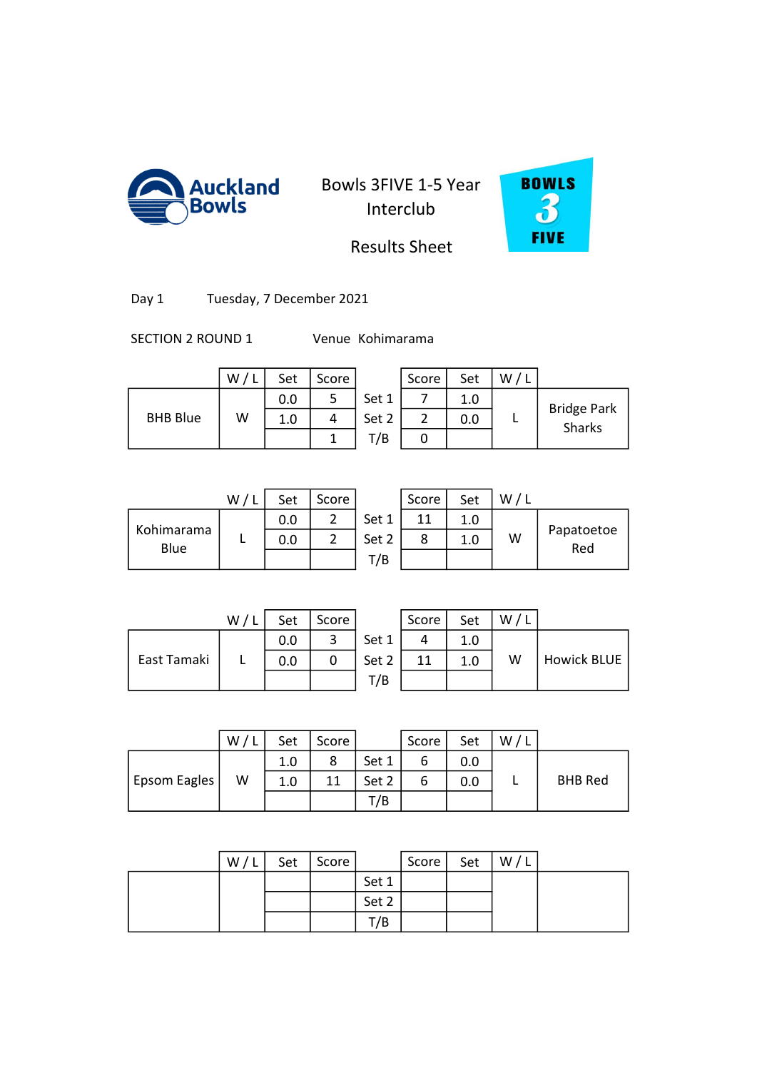# Bowls 3FIVE 1-5 Year Interclub

## Results Sheet

Day 1 Tuesday, 7 December 2021

SECTION 2 ROUND 1 Venue Kohimarama

| | W / L | Set | Score | | Score | Set | W / L | |
|---|---|---|---|---|---|---|---|---|
| BHB Blue | W | 0.0 | 5 | Set 1 | 7 | 1.0 | L | Bridge Park Sharks |
| | | 1.0 | 4 | Set 2 | 2 | 0.0 | | |
| | | | 1 | T/B | 0 | | | |

| | W / L | Set | Score | | Score | Set | W / L | |
|---|---|---|---|---|---|---|---|---|
| Kohimarama Blue | L | 0.0 | 2 | Set 1 | 11 | 1.0 | W | Papatoetoe Red |
| | | 0.0 | 2 | Set 2 | 8 | 1.0 | | |
| | | | | T/B | | | | |

| | W / L | Set | Score | | Score | Set | W / L | |
|---|---|---|---|---|---|---|---|---|
| East Tamaki | L | 0.0 | 3 | Set 1 | 4 | 1.0 | W | Howick BLUE |
| | | 0.0 | 0 | Set 2 | 11 | 1.0 | | |
| | | | | T/B | | | | |

| | W / L | Set | Score | | Score | Set | W / L | |
|---|---|---|---|---|---|---|---|---|
| Epsom Eagles | W | 1.0 | 8 | Set 1 | 6 | 0.0 | L | BHB Red |
| | | 1.0 | 11 | Set 2 | 6 | 0.0 | | |
| | | | | T/B | | | | |

| | W / L | Set | Score | | Score | Set | W / L | |
|---|---|---|---|---|---|---|---|---|
| | | | | Set 1 | | | | |
| | | | | Set 2 | | | | |
| | | | | T/B | | | | |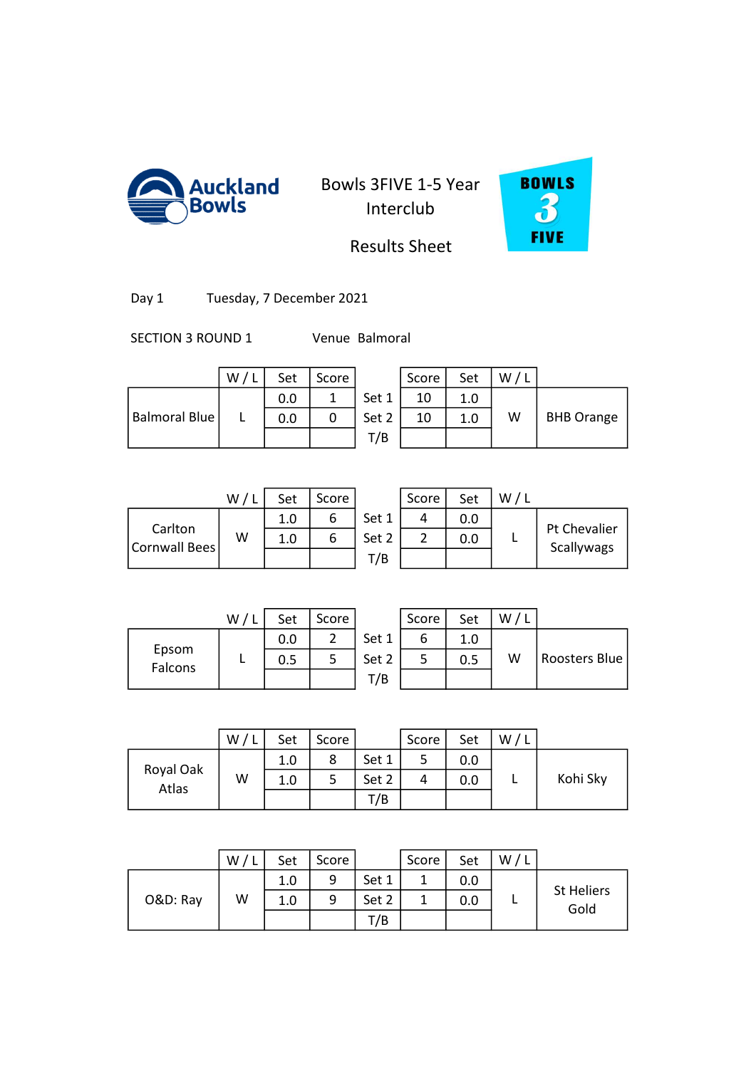Auckland Bowls

# Bowls 3FIVE 1-5 Year Interclub

## Results Sheet

BOWLS 3 FIVE

Day 1 Tuesday, 7 December 2021

SECTION 3 ROUND 1 Venue Balmoral

| | W / L | Set | Score | | Score | Set | W / L | |
|---|---|---|---|---|---|---|---|---|
| Balmoral Blue | L | 0.0 | 1 | Set 1 | 10 | 1.0 | W | BHB Orange |
| | | 0.0 | 0 | Set 2 | 10 | 1.0 | | |
| | | | | T/B | | | | |

| | W / L | Set | Score | | Score | Set | W / L | |
|---|---|---|---|---|---|---|---|---|
| Carlton Cornwall Bees | W | 1.0 | 6 | Set 1 | 4 | 0.0 | L | Pt Chevalier Scallywags |
| | | 1.0 | 6 | Set 2 | 2 | 0.0 | | |
| | | | | T/B | | | | |

| | W / L | Set | Score | | Score | Set | W / L | |
|---|---|---|---|---|---|---|---|---|
| Epsom Falcons | L | 0.0 | 2 | Set 1 | 6 | 1.0 | W | Roosters Blue |
| | | 0.5 | 5 | Set 2 | 5 | 0.5 | | |
| | | | | T/B | | | | |

| | W / L | Set | Score | | Score | Set | W / L | |
|---|---|---|---|---|---|---|---|---|
| Royal Oak Atlas | W | 1.0 | 8 | Set 1 | 5 | 0.0 | L | Kohi Sky |
| | | 1.0 | 5 | Set 2 | 4 | 0.0 | | |
| | | | | T/B | | | | |

| | W / L | Set | Score | | Score | Set | W / L | |
|---|---|---|---|---|---|---|---|---|
| O&D: Ray | W | 1.0 | 9 | Set 1 | 1 | 0.0 | L | St Heliers Gold |
| | | 1.0 | 9 | Set 2 | 1 | 0.0 | | |
| | | | | T/B | | | | |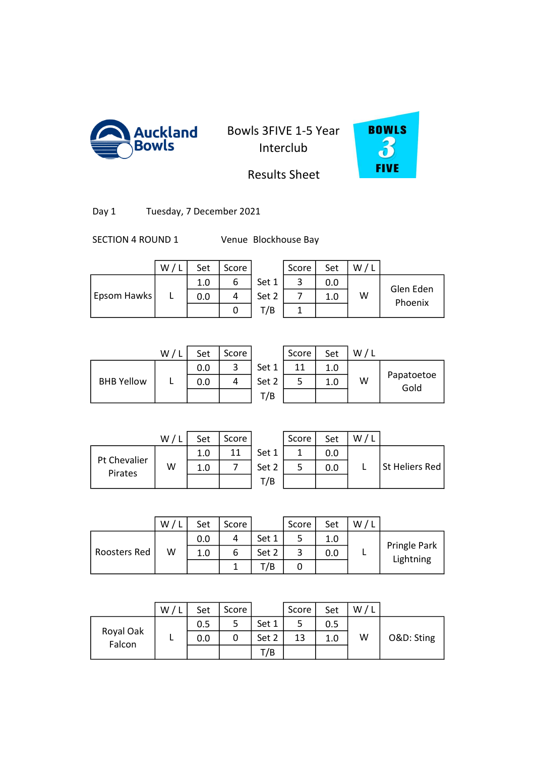Auckland Bowls

# Bowls 3FIVE 1-5 Year Interclub

## Results Sheet

BOWLS 3 FIVE

Day 1 Tuesday, 7 December 2021

SECTION 4 ROUND 1 Venue Blockhouse Bay

| | W / L | Set | Score | | Score | Set | W / L | |
|---|---|---|---|---|---|---|---|---|
| Epsom Hawks | L | 1.0 | 6 | Set 1 | 3 | 0.0 | W | Glen Eden Phoenix |
| | | 0.0 | 4 | Set 2 | 7 | 1.0 | | |
| | | | 0 | T/B | 1 | | | |

| | W / L | Set | Score | | Score | Set | W / L | |
|---|---|---|---|---|---|---|---|---|
| BHB Yellow | L | 0.0 | 3 | Set 1 | 11 | 1.0 | W | Papatoetoe Gold |
| | | 0.0 | 4 | Set 2 | 5 | 1.0 | | |
| | | | | T/B | | | | |

| | W / L | Set | Score | | Score | Set | W / L | |
|---|---|---|---|---|---|---|---|---|
| Pt Chevalier Pirates | W | 1.0 | 11 | Set 1 | 1 | 0.0 | L | St Heliers Red |
| | | 1.0 | 7 | Set 2 | 5 | 0.0 | | |
| | | | | T/B | | | | |

| | W / L | Set | Score | | Score | Set | W / L | |
|---|---|---|---|---|---|---|---|---|
| Roosters Red | W | 0.0 | 4 | Set 1 | 5 | 1.0 | L | Pringle Park Lightning |
| | | 1.0 | 6 | Set 2 | 3 | 0.0 | | |
| | | | 1 | T/B | 0 | | | |

| | W / L | Set | Score | | Score | Set | W / L | |
|---|---|---|---|---|---|---|---|---|
| Royal Oak Falcon | L | 0.5 | 5 | Set 1 | 5 | 0.5 | W | O&D: Sting |
| | | 0.0 | 0 | Set 2 | 13 | 1.0 | | |
| | | | | T/B | | | | |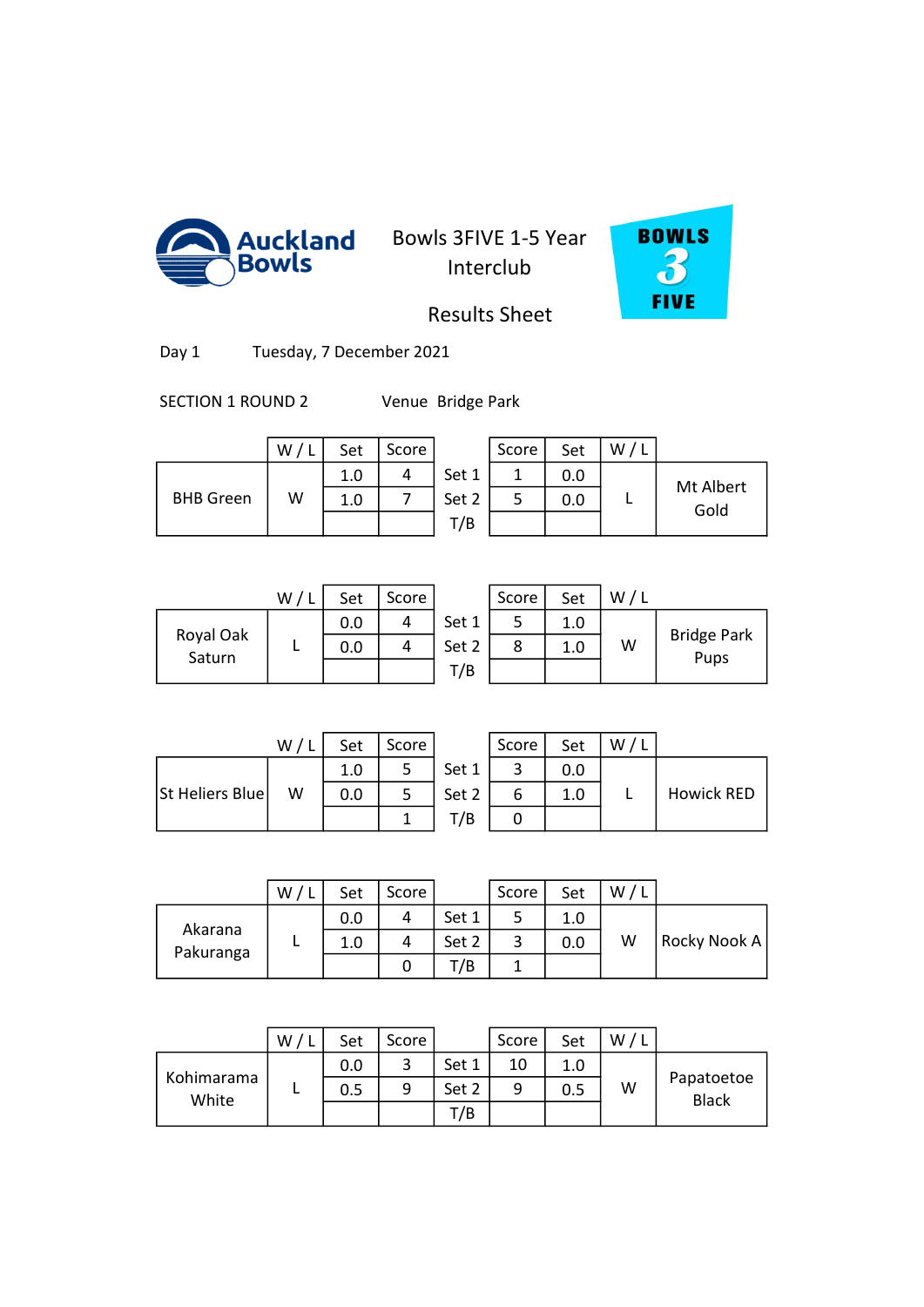# Bowls 3FIVE 1-5 Year Interclub

## Results Sheet

Day 1 Tuesday, 7 December 2021

SECTION 1 ROUND 2 Venue Bridge Park

| | W / L | Set | Score | | Score | Set | W / L | |
|---|---|---|---|---|---|---|---|---|
| BHB Green | W | 1.0 | 4 | Set 1 | 1 | 0.0 | L | Mt Albert Gold |
| | | 1.0 | 7 | Set 2 | 5 | 0.0 | | |
| | | | | T/B | | | | |

| | W / L | Set | Score | | Score | Set | W / L | |
|---|---|---|---|---|---|---|---|---|
| Royal Oak Saturn | L | 0.0 | 4 | Set 1 | 5 | 1.0 | W | Bridge Park Pups |
| | | 0.0 | 4 | Set 2 | 8 | 1.0 | | |
| | | | | T/B | | | | |

| | W / L | Set | Score | | Score | Set | W / L | |
|---|---|---|---|---|---|---|---|---|
| St Heliers Blue | W | 1.0 | 5 | Set 1 | 3 | 0.0 | L | Howick RED |
| | | 0.0 | 5 | Set 2 | 6 | 1.0 | | |
| | | | 1 | T/B | 0 | | | |

| | W / L | Set | Score | | Score | Set | W / L | |
|---|---|---|---|---|---|---|---|---|
| Akarana Pakuranga | L | 0.0 | 4 | Set 1 | 5 | 1.0 | W | Rocky Nook A |
| | | 1.0 | 4 | Set 2 | 3 | 0.0 | | |
| | | | 0 | T/B | 1 | | | |

| | W / L | Set | Score | | Score | Set | W / L | |
|---|---|---|---|---|---|---|---|---|
| Kohimarama White | L | 0.0 | 3 | Set 1 | 10 | 1.0 | W | Papatoetoe Black |
| | | 0.5 | 9 | Set 2 | 9 | 0.5 | | |
| | | | | T/B | | | | |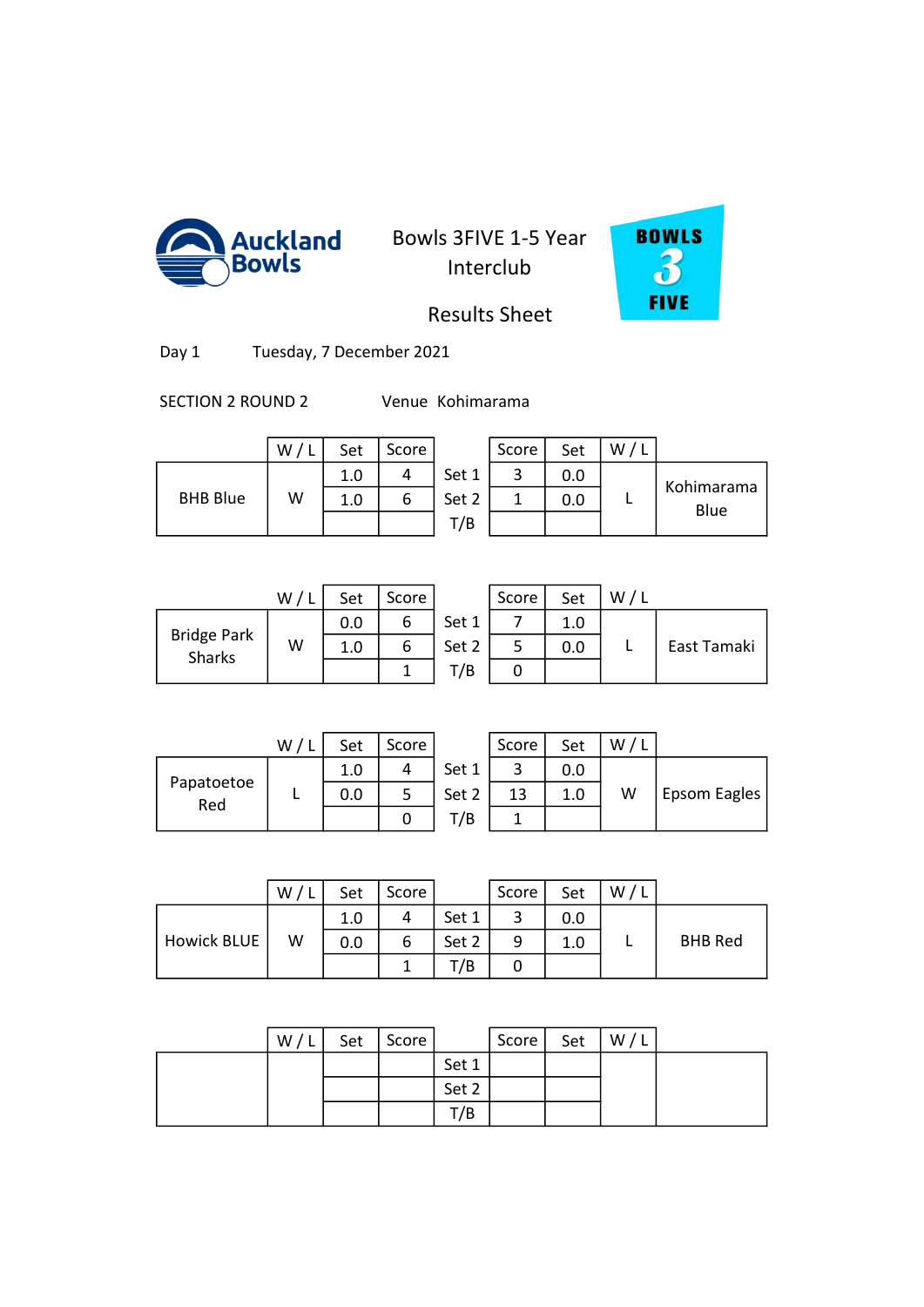# Bowls 3FIVE 1-5 Year Interclub

## Results Sheet

Day 1 Tuesday, 7 December 2021

SECTION 2 ROUND 2 Venue Kohimarama

| | W / L | Set | Score | | Score | Set | W / L | |
|---|---|---|---|---|---|---|---|---|
| BHB Blue | W | 1.0 | 4 | Set 1 | 3 | 0.0 | L | Kohimarama Blue |
| | | 1.0 | 6 | Set 2 | 1 | 0.0 | | |
| | | | | T/B | | | | |

| | W / L | Set | Score | | Score | Set | W / L | |
|---|---|---|---|---|---|---|---|---|
| Bridge Park Sharks | W | 0.0 | 6 | Set 1 | 7 | 1.0 | L | East Tamaki |
| | | 1.0 | 6 | Set 2 | 5 | 0.0 | | |
| | | | 1 | T/B | 0 | | | |

| | W / L | Set | Score | | Score | Set | W / L | |
|---|---|---|---|---|---|---|---|---|
| Papatoetoe Red | L | 1.0 | 4 | Set 1 | 3 | 0.0 | W | Epsom Eagles |
| | | 0.0 | 5 | Set 2 | 13 | 1.0 | | |
| | | | 0 | T/B | 1 | | | |

| | W / L | Set | Score | | Score | Set | W / L | |
|---|---|---|---|---|---|---|---|---|
| Howick BLUE | W | 1.0 | 4 | Set 1 | 3 | 0.0 | L | BHB Red |
| | | 0.0 | 6 | Set 2 | 9 | 1.0 | | |
| | | | 1 | T/B | 0 | | | |

| | W / L | Set | Score | | Score | Set | W / L | |
|---|---|---|---|---|---|---|---|---|
| | | | | Set 1 | | | | |
| | | | | Set 2 | | | | |
| | | | | T/B | | | | |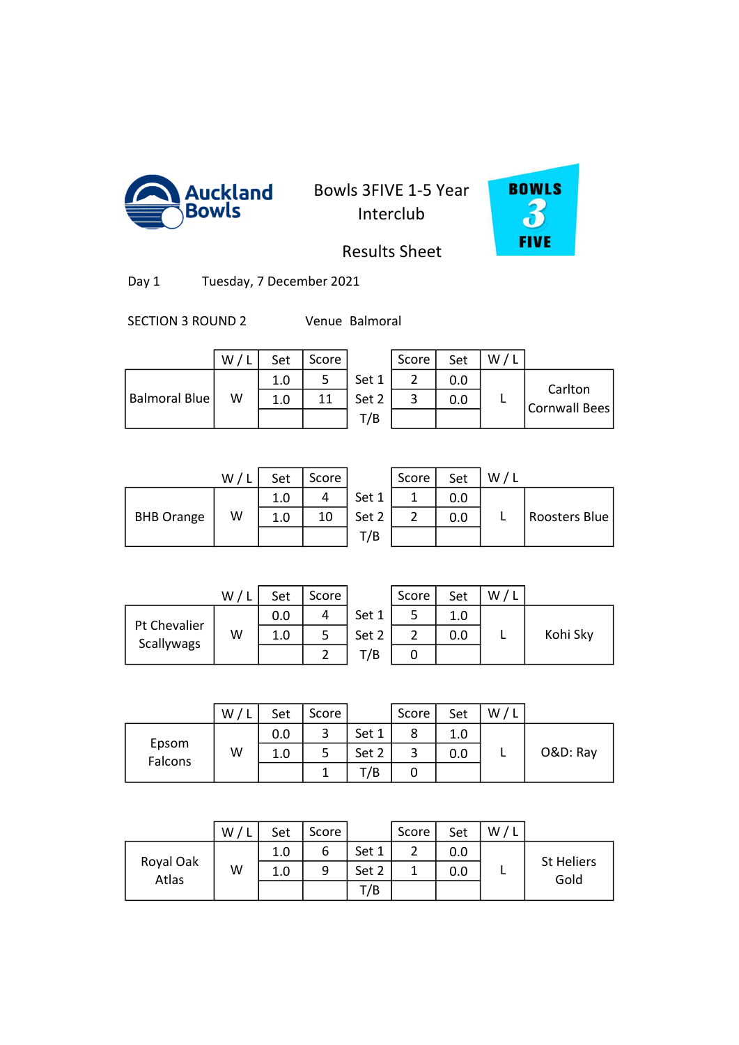# Bowls 3FIVE 1-5 Year Interclub

## Results Sheet

Day 1 Tuesday, 7 December 2021

SECTION 3 ROUND 2 Venue Balmoral

| Team | W / L | Set | Score | | Score | Set | W / L | Team |
|---|---|---|---|---|---|---|---|---|
| Balmoral Blue | W | 1.0 | 5 | Set 1 | 2 | 0.0 | L | Carlton Cornwall Bees |
| | | 1.0 | 11 | Set 2 | 3 | 0.0 | | |
| | | | | T/B | | | | |

| Team | W / L | Set | Score | | Score | Set | W / L | Team |
|---|---|---|---|---|---|---|---|---|
| BHB Orange | W | 1.0 | 4 | Set 1 | 1 | 0.0 | L | Roosters Blue |
| | | 1.0 | 10 | Set 2 | 2 | 0.0 | | |
| | | | | T/B | | | | |

| Team | W / L | Set | Score | | Score | Set | W / L | Team |
|---|---|---|---|---|---|---|---|---|
| Pt Chevalier Scallywags | W | 0.0 | 4 | Set 1 | 5 | 1.0 | L | Kohi Sky |
| | | 1.0 | 5 | Set 2 | 2 | 0.0 | | |
| | | | 2 | T/B | 0 | | | |

| Team | W / L | Set | Score | | Score | Set | W / L | Team |
|---|---|---|---|---|---|---|---|---|
| Epsom Falcons | W | 0.0 | 3 | Set 1 | 8 | 1.0 | L | O&D: Ray |
| | | 1.0 | 5 | Set 2 | 3 | 0.0 | | |
| | | | 1 | T/B | 0 | | | |

| Team | W / L | Set | Score | | Score | Set | W / L | Team |
|---|---|---|---|---|---|---|---|---|
| Royal Oak Atlas | W | 1.0 | 6 | Set 1 | 2 | 0.0 | L | St Heliers Gold |
| | | 1.0 | 9 | Set 2 | 1 | 0.0 | | |
| | | | | T/B | | | | |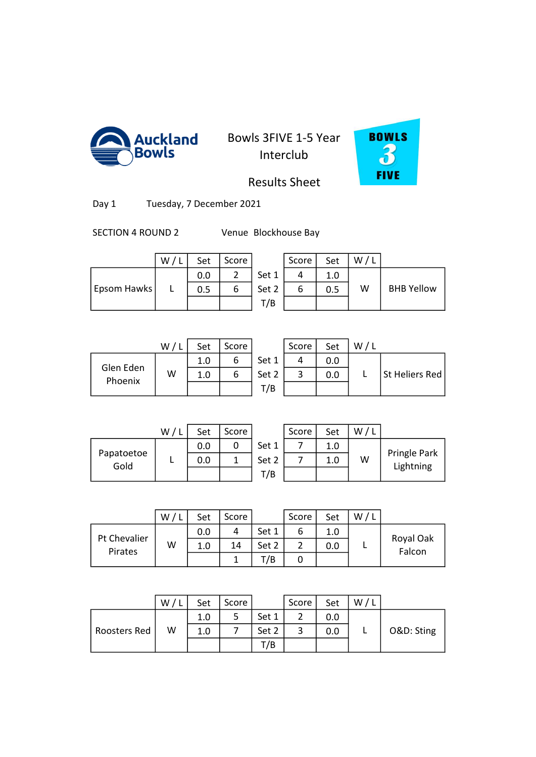Auckland Bowls

# Bowls 3FIVE 1-5 Year Interclub

## Results Sheet

BOWLS 3 FIVE

Day 1 Tuesday, 7 December 2021

SECTION 4 ROUND 2 Venue Blockhouse Bay

| | W / L | Set | Score | | Score | Set | W / L | |
|---|---|---|---|---|---|---|---|---|
| Epsom Hawks | L | 0.0 | 2 | Set 1 | 4 | 1.0 | W | BHB Yellow |
| | | 0.5 | 6 | Set 2 | 6 | 0.5 | | |
| | | | | T/B | | | | |

| | W / L | Set | Score | | Score | Set | W / L | |
|---|---|---|---|---|---|---|---|---|
| Glen Eden Phoenix | W | 1.0 | 6 | Set 1 | 4 | 0.0 | L | St Heliers Red |
| | | 1.0 | 6 | Set 2 | 3 | 0.0 | | |
| | | | | T/B | | | | |

| | W / L | Set | Score | | Score | Set | W / L | |
|---|---|---|---|---|---|---|---|---|
| Papatoetoe Gold | L | 0.0 | 0 | Set 1 | 7 | 1.0 | W | Pringle Park Lightning |
| | | 0.0 | 1 | Set 2 | 7 | 1.0 | | |
| | | | | T/B | | | | |

| | W / L | Set | Score | | Score | Set | W / L | |
|---|---|---|---|---|---|---|---|---|
| Pt Chevalier Pirates | W | 0.0 | 4 | Set 1 | 6 | 1.0 | L | Royal Oak Falcon |
| | | 1.0 | 14 | Set 2 | 2 | 0.0 | | |
| | | | 1 | T/B | 0 | | | |

| | W / L | Set | Score | | Score | Set | W / L | |
|---|---|---|---|---|---|---|---|---|
| Roosters Red | W | 1.0 | 5 | Set 1 | 2 | 0.0 | L | O&D: Sting |
| | | 1.0 | 7 | Set 2 | 3 | 0.0 | | |
| | | | | T/B | | | | |